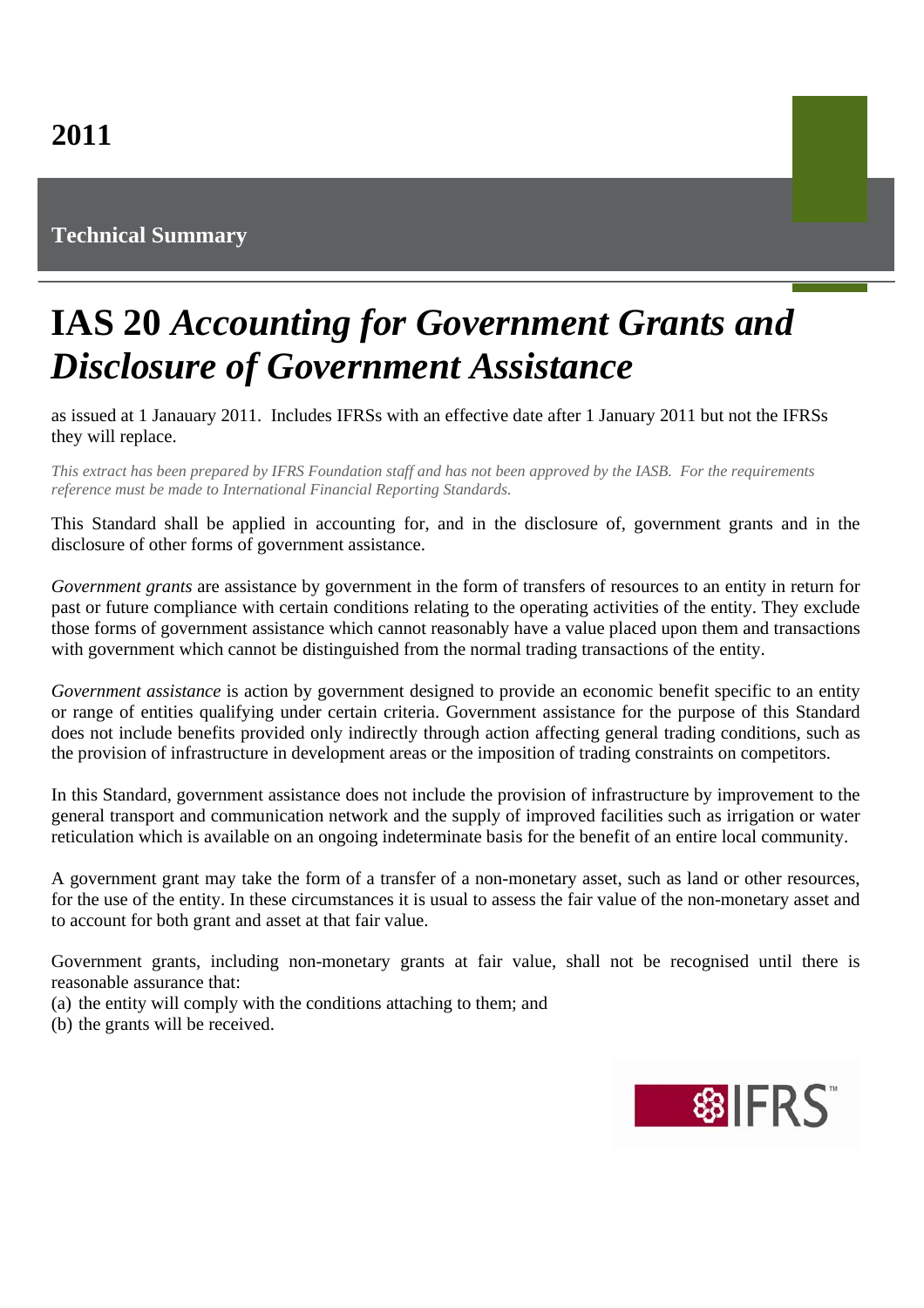2011

Technical Summary

# IAS 20 *Accounting for Government Grants and Disclosure of Government Assistance*

as issued at 1 Janauary 2011. Includes IFRSs with an effective date after 1 January 2011 but not the IFRSs they will replace.

*This extract has been prepared by IFRS Foundation staff and has not been approved by the IASB. For the requirements reference must be made to International Financial Reporting Standards.*

This Standard shall be applied in accounting for, and in the disclosure of, government grants and in the disclosure of other forms of government assistance.

*Government grants* are assistance by government in the form of transfers of resources to an entity in return for past or future compliance with certain conditions relating to the operating activities of the entity. They exclude those forms of government assistance which cannot reasonably have a value placed upon them and transactions with government which cannot be distinguished from the normal trading transactions of the entity.

*Government assistance* is action by government designed to provide an economic benefit specific to an entity or range of entities qualifying under certain criteria. Government assistance for the purpose of this Standard does not include benefits provided only indirectly through action affecting general trading conditions, such as the provision of infrastructure in development areas or the imposition of trading constraints on competitors.

In this Standard, government assistance does not include the provision of infrastructure by improvement to the general transport and communication network and the supply of improved facilities such as irrigation or water reticulation which is available on an ongoing indeterminate basis for the benefit of an entire local community.

A government grant may take the form of a transfer of a non-monetary asset, such as land or other resources, for the use of the entity. In these circumstances it is usual to assess the fair value of the non-monetary asset and to account for both grant and asset at that fair value.

Government grants, including non-monetary grants at fair value, shall not be recognised until there is reasonable assurance that:

(a) the entity will comply with the conditions attaching to them; and
(b) the grants will be received.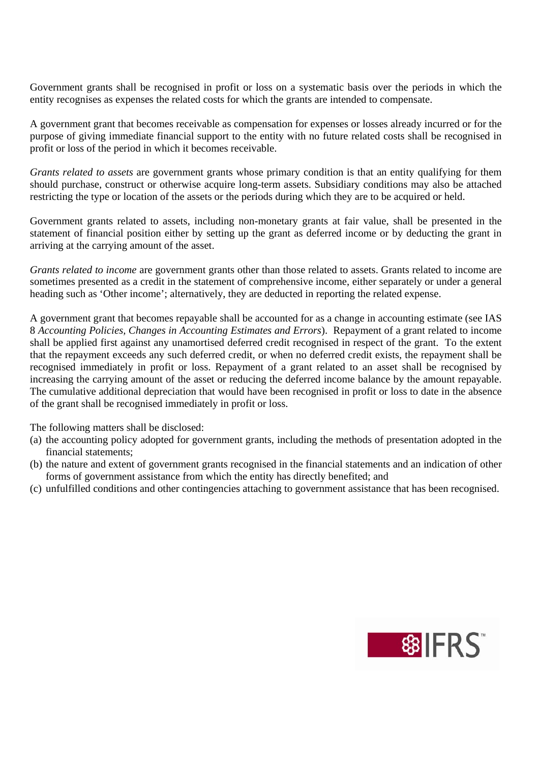Government grants shall be recognised in profit or loss on a systematic basis over the periods in which the entity recognises as expenses the related costs for which the grants are intended to compensate.

A government grant that becomes receivable as compensation for expenses or losses already incurred or for the purpose of giving immediate financial support to the entity with no future related costs shall be recognised in profit or loss of the period in which it becomes receivable.

*Grants related to assets* are government grants whose primary condition is that an entity qualifying for them should purchase, construct or otherwise acquire long-term assets. Subsidiary conditions may also be attached restricting the type or location of the assets or the periods during which they are to be acquired or held.

Government grants related to assets, including non-monetary grants at fair value, shall be presented in the statement of financial position either by setting up the grant as deferred income or by deducting the grant in arriving at the carrying amount of the asset.

*Grants related to income* are government grants other than those related to assets. Grants related to income are sometimes presented as a credit in the statement of comprehensive income, either separately or under a general heading such as 'Other income'; alternatively, they are deducted in reporting the related expense.

A government grant that becomes repayable shall be accounted for as a change in accounting estimate (see IAS 8 *Accounting Policies, Changes in Accounting Estimates and Errors*). Repayment of a grant related to income shall be applied first against any unamortised deferred credit recognised in respect of the grant. To the extent that the repayment exceeds any such deferred credit, or when no deferred credit exists, the repayment shall be recognised immediately in profit or loss. Repayment of a grant related to an asset shall be recognised by increasing the carrying amount of the asset or reducing the deferred income balance by the amount repayable. The cumulative additional depreciation that would have been recognised in profit or loss to date in the absence of the grant shall be recognised immediately in profit or loss.

The following matters shall be disclosed:

(a) the accounting policy adopted for government grants, including the methods of presentation adopted in the financial statements;
(b) the nature and extent of government grants recognised in the financial statements and an indication of other forms of government assistance from which the entity has directly benefited; and
(c) unfulfilled conditions and other contingencies attaching to government assistance that has been recognised.